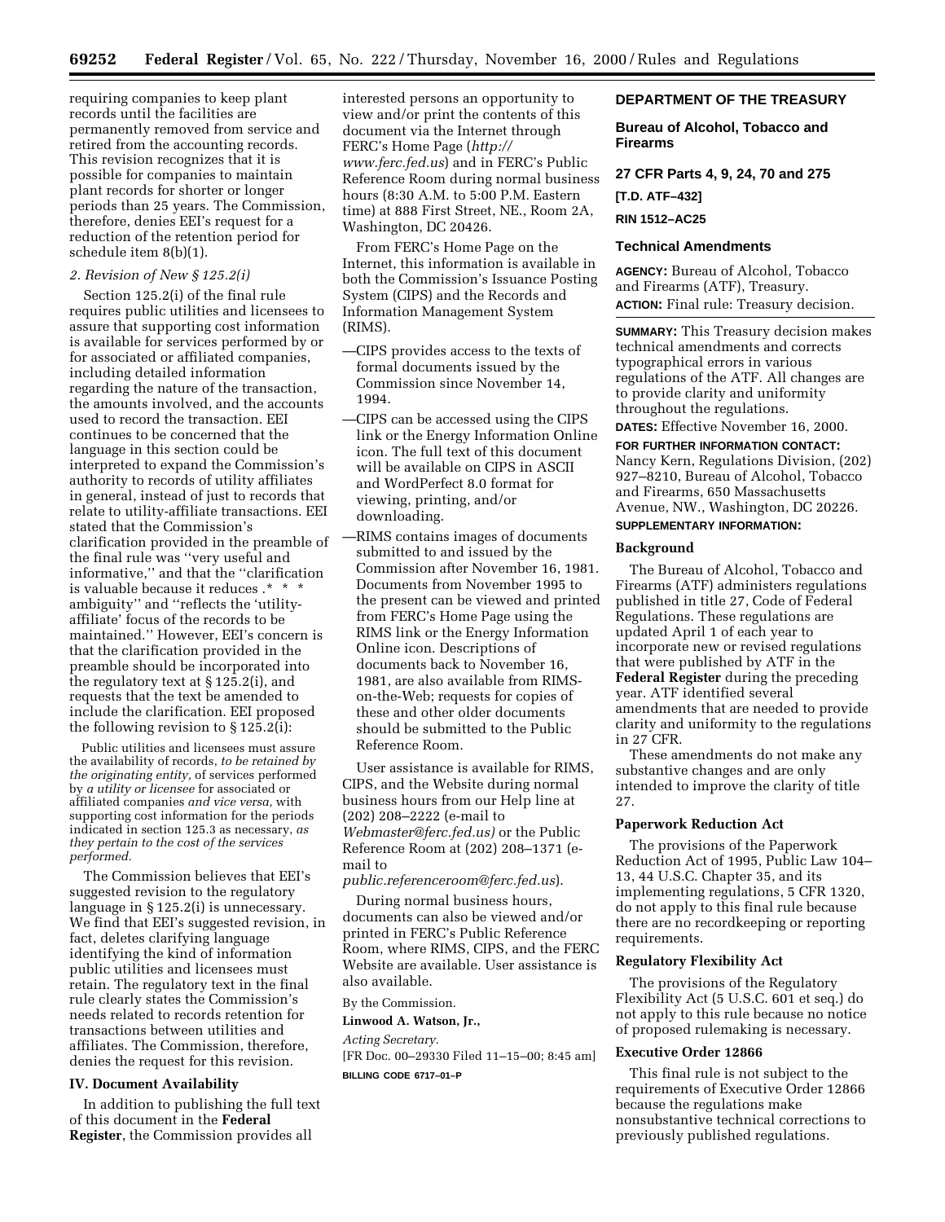requiring companies to keep plant records until the facilities are permanently removed from service and retired from the accounting records. This revision recognizes that it is possible for companies to maintain plant records for shorter or longer periods than 25 years. The Commission, therefore, denies EEI's request for a reduction of the retention period for schedule item 8(b)(1).

*2. Revision of New § 125.2(i)*

Section 125.2(i) of the final rule requires public utilities and licensees to assure that supporting cost information is available for services performed by or for associated or affiliated companies, including detailed information regarding the nature of the transaction, the amounts involved, and the accounts used to record the transaction. EEI continues to be concerned that the language in this section could be interpreted to expand the Commission's authority to records of utility affiliates in general, instead of just to records that relate to utility-affiliate transactions. EEI stated that the Commission's clarification provided in the preamble of the final rule was ''very useful and informative,'' and that the ''clarification is valuable because it reduces .* * * ambiguity'' and ''reflects the 'utility-affiliate' focus of the records to be maintained.'' However, EEI's concern is that the clarification provided in the preamble should be incorporated into the regulatory text at § 125.2(i), and requests that the text be amended to include the clarification. EEI proposed the following revision to § 125.2(i):

> Public utilities and licensees must assure the availability of records, *to be retained by the originating entity,* of services performed by *a utility or licensee* for associated or affiliated companies *and vice versa,* with supporting cost information for the periods indicated in section 125.3 as necessary, *as they pertain to the cost of the services performed.*

The Commission believes that EEI's suggested revision to the regulatory language in § 125.2(i) is unnecessary. We find that EEI's suggested revision, in fact, deletes clarifying language identifying the kind of information public utilities and licensees must retain. The regulatory text in the final rule clearly states the Commission's needs related to records retention for transactions between utilities and affiliates. The Commission, therefore, denies the request for this revision.

## IV. Document Availability

In addition to publishing the full text of this document in the **Federal Register**, the Commission provides all interested persons an opportunity to view and/or print the contents of this document via the Internet through FERC's Home Page (*http://www.ferc.fed.us*) and in FERC's Public Reference Room during normal business hours (8:30 A.M. to 5:00 P.M. Eastern time) at 888 First Street, NE., Room 2A, Washington, DC 20426.

From FERC's Home Page on the Internet, this information is available in both the Commission's Issuance Posting System (CIPS) and the Records and Information Management System (RIMS).

—CIPS provides access to the texts of formal documents issued by the Commission since November 14, 1994.

—CIPS can be accessed using the CIPS link or the Energy Information Online icon. The full text of this document will be available on CIPS in ASCII and WordPerfect 8.0 format for viewing, printing, and/or downloading.

—RIMS contains images of documents submitted to and issued by the Commission after November 16, 1981. Documents from November 1995 to the present can be viewed and printed from FERC's Home Page using the RIMS link or the Energy Information Online icon. Descriptions of documents back to November 16, 1981, are also available from RIMS-on-the-Web; requests for copies of these and other older documents should be submitted to the Public Reference Room.

User assistance is available for RIMS, CIPS, and the Website during normal business hours from our Help line at (202) 208–2222 (e-mail to *Webmaster@ferc.fed.us)* or the Public Reference Room at (202) 208–1371 (e-mail to *public.referenceroom@ferc.fed.us*).

During normal business hours, documents can also be viewed and/or printed in FERC's Public Reference Room, where RIMS, CIPS, and the FERC Website are available. User assistance is also available.

By the Commission.

**Linwood A. Watson, Jr.,**

*Acting Secretary.*

[FR Doc. 00–29330 Filed 11–15–00; 8:45 am]

**BILLING CODE 6717–01–P**

---

**DEPARTMENT OF THE TREASURY**

**Bureau of Alcohol, Tobacco and Firearms**

**27 CFR Parts 4, 9, 24, 70 and 275**

**[T.D. ATF–432]**

**RIN 1512–AC25**

## Technical Amendments

**AGENCY:** Bureau of Alcohol, Tobacco and Firearms (ATF), Treasury.

**ACTION:** Final rule: Treasury decision.

**SUMMARY:** This Treasury decision makes technical amendments and corrects typographical errors in various regulations of the ATF. All changes are to provide clarity and uniformity throughout the regulations.

**DATES:** Effective November 16, 2000.

**FOR FURTHER INFORMATION CONTACT:** Nancy Kern, Regulations Division, (202) 927–8210, Bureau of Alcohol, Tobacco and Firearms, 650 Massachusetts Avenue, NW., Washington, DC 20226.

**SUPPLEMENTARY INFORMATION:**

### Background

The Bureau of Alcohol, Tobacco and Firearms (ATF) administers regulations published in title 27, Code of Federal Regulations. These regulations are updated April 1 of each year to incorporate new or revised regulations that were published by ATF in the **Federal Register** during the preceding year. ATF identified several amendments that are needed to provide clarity and uniformity to the regulations in 27 CFR.

These amendments do not make any substantive changes and are only intended to improve the clarity of title 27.

### Paperwork Reduction Act

The provisions of the Paperwork Reduction Act of 1995, Public Law 104–13, 44 U.S.C. Chapter 35, and its implementing regulations, 5 CFR 1320, do not apply to this final rule because there are no recordkeeping or reporting requirements.

### Regulatory Flexibility Act

The provisions of the Regulatory Flexibility Act (5 U.S.C. 601 et seq.) do not apply to this rule because no notice of proposed rulemaking is necessary.

### Executive Order 12866

This final rule is not subject to the requirements of Executive Order 12866 because the regulations make nonsubstantive technical corrections to previously published regulations.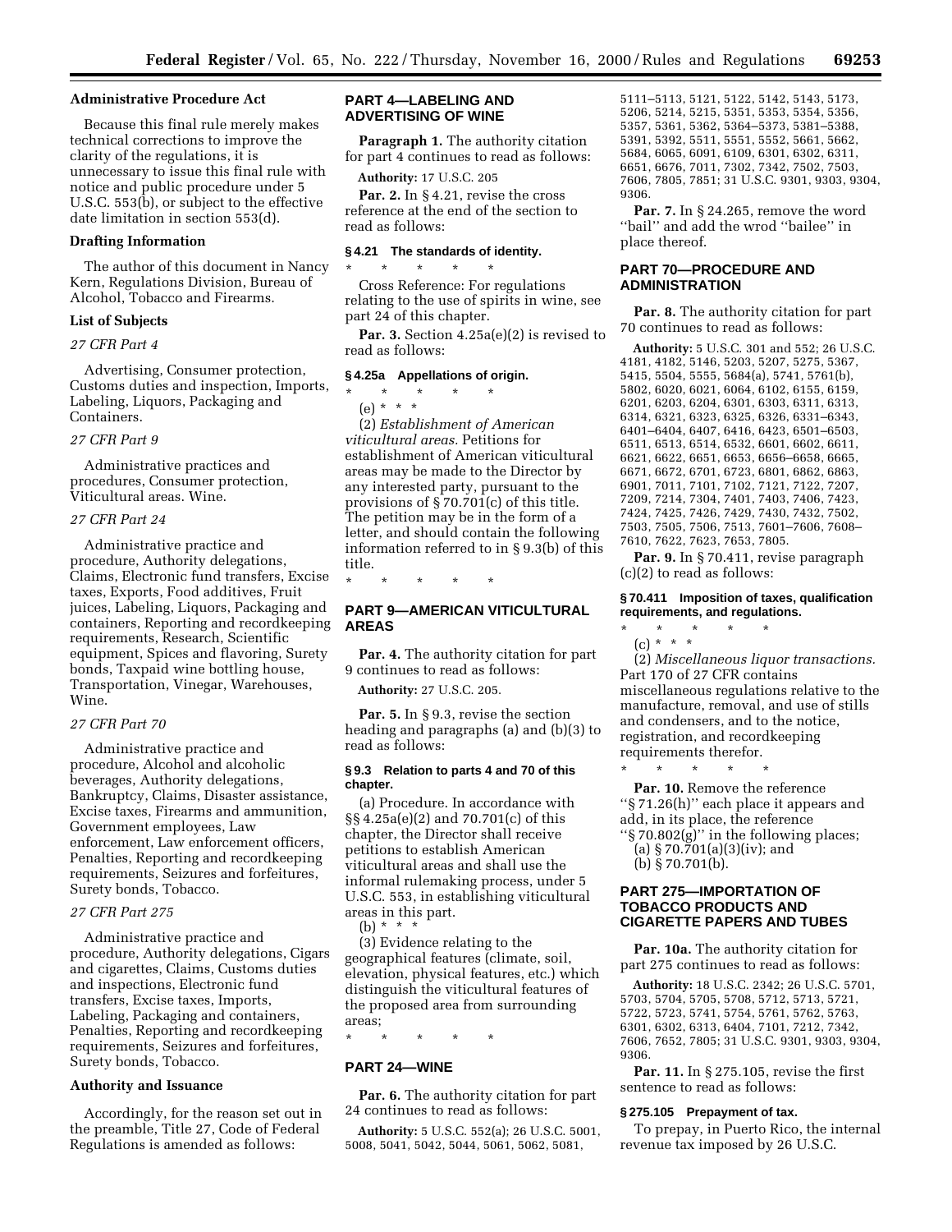**Administrative Procedure Act**

Because this final rule merely makes technical corrections to improve the clarity of the regulations, it is unnecessary to issue this final rule with notice and public procedure under 5 U.S.C. 553(b), or subject to the effective date limitation in section 553(d).

**Drafting Information**

The author of this document in Nancy Kern, Regulations Division, Bureau of Alcohol, Tobacco and Firearms.

**List of Subjects**

*27 CFR Part 4*

Advertising, Consumer protection, Customs duties and inspection, Imports, Labeling, Liquors, Packaging and Containers.

*27 CFR Part 9*

Administrative practices and procedures, Consumer protection, Viticultural areas. Wine.

*27 CFR Part 24*

Administrative practice and procedure, Authority delegations, Claims, Electronic fund transfers, Excise taxes, Exports, Food additives, Fruit juices, Labeling, Liquors, Packaging and containers, Reporting and recordkeeping requirements, Research, Scientific equipment, Spices and flavoring, Surety bonds, Taxpaid wine bottling house, Transportation, Vinegar, Warehouses, Wine.

*27 CFR Part 70*

Administrative practice and procedure, Alcohol and alcoholic beverages, Authority delegations, Bankruptcy, Claims, Disaster assistance, Excise taxes, Firearms and ammunition, Government employees, Law enforcement, Law enforcement officers, Penalties, Reporting and recordkeeping requirements, Seizures and forfeitures, Surety bonds, Tobacco.

*27 CFR Part 275*

Administrative practice and procedure, Authority delegations, Cigars and cigarettes, Claims, Customs duties and inspections, Electronic fund transfers, Excise taxes, Imports, Labeling, Packaging and containers, Penalties, Reporting and recordkeeping requirements, Seizures and forfeitures, Surety bonds, Tobacco.

**Authority and Issuance**

Accordingly, for the reason set out in the preamble, Title 27, Code of Federal Regulations is amended as follows:

## PART 4—LABELING AND ADVERTISING OF WINE

**Paragraph 1.** The authority citation for part 4 continues to read as follows:

**Authority:** 17 U.S.C. 205

**Par. 2.** In § 4.21, revise the cross reference at the end of the section to read as follows:

### § 4.21 The standards of identity.

\* \* \* \* \*

Cross Reference: For regulations relating to the use of spirits in wine, see part 24 of this chapter.

**Par. 3.** Section 4.25a(e)(2) is revised to read as follows:

### § 4.25a Appellations of origin.

\* \* \* \* \*

(e) \* \* \*

(2) *Establishment of American viticultural areas.* Petitions for establishment of American viticultural areas may be made to the Director by any interested party, pursuant to the provisions of § 70.701(c) of this title. The petition may be in the form of a letter, and should contain the following information referred to in § 9.3(b) of this title.

\* \* \* \* \*

## PART 9—AMERICAN VITICULTURAL AREAS

**Par. 4.** The authority citation for part 9 continues to read as follows:

**Authority:** 27 U.S.C. 205.

**Par. 5.** In § 9.3, revise the section heading and paragraphs (a) and (b)(3) to read as follows:

### § 9.3 Relation to parts 4 and 70 of this chapter.

(a) Procedure. In accordance with §§ 4.25a(e)(2) and 70.701(c) of this chapter, the Director shall receive petitions to establish American viticultural areas and shall use the informal rulemaking process, under 5 U.S.C. 553, in establishing viticultural areas in this part.

(b) \* \* \*

(3) Evidence relating to the geographical features (climate, soil, elevation, physical features, etc.) which distinguish the viticultural features of the proposed area from surrounding areas;

\* \* \* \* \*

## PART 24—WINE

**Par. 6.** The authority citation for part 24 continues to read as follows:

**Authority:** 5 U.S.C. 552(a); 26 U.S.C. 5001, 5008, 5041, 5042, 5044, 5061, 5062, 5081, 5111–5113, 5121, 5122, 5142, 5143, 5173, 5206, 5214, 5215, 5351, 5353, 5354, 5356, 5357, 5361, 5362, 5364–5373, 5381–5388, 5391, 5392, 5511, 5551, 5552, 5661, 5662, 5684, 6065, 6091, 6109, 6301, 6302, 6311, 6651, 6676, 7011, 7302, 7342, 7502, 7503, 7606, 7805, 7851; 31 U.S.C. 9301, 9303, 9304, 9306.

**Par. 7.** In § 24.265, remove the word ''bail'' and add the wrod ''bailee'' in place thereof.

## PART 70—PROCEDURE AND ADMINISTRATION

**Par. 8.** The authority citation for part 70 continues to read as follows:

**Authority:** 5 U.S.C. 301 and 552; 26 U.S.C. 4181, 4182, 5146, 5203, 5207, 5275, 5367, 5415, 5504, 5555, 5684(a), 5741, 5761(b), 5802, 6020, 6021, 6064, 6102, 6155, 6159, 6201, 6203, 6204, 6301, 6303, 6311, 6313, 6314, 6321, 6323, 6325, 6326, 6331–6343, 6401–6404, 6407, 6416, 6423, 6501–6503, 6511, 6513, 6514, 6532, 6601, 6602, 6611, 6621, 6622, 6651, 6653, 6656–6658, 6665, 6671, 6672, 6701, 6723, 6801, 6862, 6863, 6901, 7011, 7101, 7102, 7121, 7122, 7207, 7209, 7214, 7304, 7401, 7403, 7406, 7423, 7424, 7425, 7426, 7429, 7430, 7432, 7502, 7503, 7505, 7506, 7513, 7601–7606, 7608–7610, 7622, 7623, 7653, 7805.

**Par. 9.** In § 70.411, revise paragraph (c)(2) to read as follows:

### § 70.411 Imposition of taxes, qualification requirements, and regulations.

\* \* \* \* \*

(c) \* \* \*

(2) *Miscellaneous liquor transactions.* Part 170 of 27 CFR contains miscellaneous regulations relative to the manufacture, removal, and use of stills and condensers, and to the notice, registration, and recordkeeping requirements therefor.

\* \* \* \* \*

**Par. 10.** Remove the reference ''§ 71.26(h)'' each place it appears and add, in its place, the reference ''§ 70.802(g)'' in the following places:

(a) § 70.701(a)(3)(iv); and
(b) § 70.701(b).

## PART 275—IMPORTATION OF TOBACCO PRODUCTS AND CIGARETTE PAPERS AND TUBES

**Par. 10a.** The authority citation for part 275 continues to read as follows:

**Authority:** 18 U.S.C. 2342; 26 U.S.C. 5701, 5703, 5704, 5705, 5708, 5712, 5713, 5721, 5722, 5723, 5741, 5754, 5761, 5762, 5763, 6301, 6302, 6313, 6404, 7101, 7212, 7342, 7606, 7652, 7805; 31 U.S.C. 9301, 9303, 9304, 9306.

**Par. 11.** In § 275.105, revise the first sentence to read as follows:

### § 275.105 Prepayment of tax.

To prepay, in Puerto Rico, the internal revenue tax imposed by 26 U.S.C.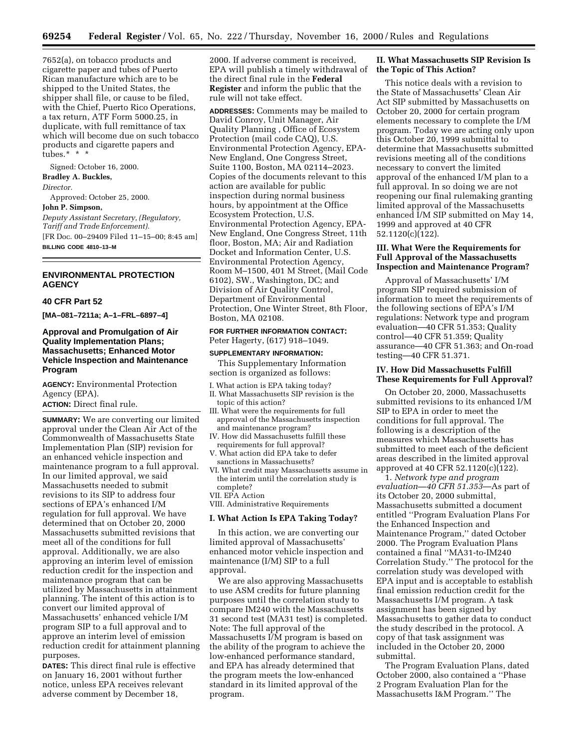7652(a), on tobacco products and cigarette paper and tubes of Puerto Rican manufacture which are to be shipped to the United States, the shipper shall file, or cause to be filed, with the Chief, Puerto Rico Operations, a tax return, ATF Form 5000.25, in duplicate, with full remittance of tax which will become due on such tobacco products and cigarette papers and tubes.* * *

Signed: October 16, 2000.

**Bradley A. Buckles,**

*Director.*

Approved: October 25, 2000.

**John P. Simpson,**

*Deputy Assistant Secretary, (Regulatory, Tariff and Trade Enforcement).*

[FR Doc. 00–29409 Filed 11–15–00; 8:45 am]

**BILLING CODE 4810–13–M**

---

## ENVIRONMENTAL PROTECTION AGENCY

### 40 CFR Part 52

**[MA–081–7211a; A–1–FRL–6897–4]**

### Approval and Promulgation of Air Quality Implementation Plans; Massachusetts; Enhanced Motor Vehicle Inspection and Maintenance Program

**AGENCY:** Environmental Protection Agency (EPA).

**ACTION:** Direct final rule.

**SUMMARY:** We are converting our limited approval under the Clean Air Act of the Commonwealth of Massachusetts State Implementation Plan (SIP) revision for an enhanced vehicle inspection and maintenance program to a full approval. In our limited approval, we said Massachusetts needed to submit revisions to its SIP to address four sections of EPA's enhanced I/M regulation for full approval. We have determined that on October 20, 2000 Massachusetts submitted revisions that meet all of the conditions for full approval. Additionally, we are also approving an interim level of emission reduction credit for the inspection and maintenance program that can be utilized by Massachusetts in attainment planning. The intent of this action is to convert our limited approval of Massachusetts' enhanced vehicle I/M program SIP to a full approval and to approve an interim level of emission reduction credit for attainment planning purposes.

**DATES:** This direct final rule is effective on January 16, 2001 without further notice, unless EPA receives relevant adverse comment by December 18, 2000. If adverse comment is received, EPA will publish a timely withdrawal of the direct final rule in the **Federal Register** and inform the public that the rule will not take effect.

**ADDRESSES:** Comments may be mailed to David Conroy, Unit Manager, Air Quality Planning , Office of Ecosystem Protection (mail code CAQ), U.S. Environmental Protection Agency, EPA-New England, One Congress Street, Suite 1100, Boston, MA 02114–2023. Copies of the documents relevant to this action are available for public inspection during normal business hours, by appointment at the Office Ecosystem Protection, U.S. Environmental Protection Agency, EPA-New England, One Congress Street, 11th floor, Boston, MA; Air and Radiation Docket and Information Center, U.S. Environmental Protection Agency, Room M–1500, 401 M Street, (Mail Code 6102), SW., Washington, DC; and Division of Air Quality Control, Department of Environmental Protection, One Winter Street, 8th Floor, Boston, MA 02108.

**FOR FURTHER INFORMATION CONTACT:** Peter Hagerty, (617) 918–1049.

**SUPPLEMENTARY INFORMATION:**

This Supplementary Information section is organized as follows:

I. What action is EPA taking today?
II. What Massachusetts SIP revision is the topic of this action?
III. What were the requirements for full approval of the Massachusetts inspection and maintenance program?
IV. How did Massachusetts fulfill these requirements for full approval?
V. What action did EPA take to defer sanctions in Massachusetts?
VI. What credit may Massachusetts assume in the interim until the correlation study is complete?
VII. EPA Action
VIII. Administrative Requirements

#### I. What Action Is EPA Taking Today?

In this action, we are converting our limited approval of Massachusetts' enhanced motor vehicle inspection and maintenance (I/M) SIP to a full approval.

We are also approving Massachusetts to use ASM credits for future planning purposes until the correlation study to compare IM240 with the Massachusetts 31 second test (MA31 test) is completed. Note: The full approval of the Massachusetts I/M program is based on the ability of the program to achieve the low-enhanced performance standard, and EPA has already determined that the program meets the low-enhanced standard in its limited approval of the program.

#### II. What Massachusetts SIP Revision Is the Topic of This Action?

This notice deals with a revision to the State of Massachusetts' Clean Air Act SIP submitted by Massachusetts on October 20, 2000 for certain program elements necessary to complete the I/M program. Today we are acting only upon this October 20, 1999 submittal to determine that Massachusetts submitted revisions meeting all of the conditions necessary to convert the limited approval of the enhanced I/M plan to a full approval. In so doing we are not reopening our final rulemaking granting limited approval of the Massachusetts enhanced I/M SIP submitted on May 14, 1999 and approved at 40 CFR 52.1120(c)(122).

#### III. What Were the Requirements for Full Approval of the Massachusetts Inspection and Maintenance Program?

Approval of Massachusetts' I/M program SIP required submission of information to meet the requirements of the following sections of EPA's I/M regulations: Network type and program evaluation—40 CFR 51.353; Quality control—40 CFR 51.359; Quality assurance—40 CFR 51.363; and On-road testing—40 CFR 51.371.

#### IV. How Did Massachusetts Fulfill These Requirements for Full Approval?

On October 20, 2000, Massachusetts submitted revisions to its enhanced I/M SIP to EPA in order to meet the conditions for full approval. The following is a description of the measures which Massachusetts has submitted to meet each of the deficient areas described in the limited approval approved at 40 CFR 52.1120(c)(122).

1. *Network type and program evaluation—40 CFR 51.353*—As part of its October 20, 2000 submittal, Massachusetts submitted a document entitled "Program Evaluation Plans For the Enhanced Inspection and Maintenance Program," dated October 2000. The Program Evaluation Plans contained a final "MA31-to-IM240 Correlation Study." The protocol for the correlation study was developed with EPA input and is acceptable to establish final emission reduction credit for the Massachusetts I/M program. A task assignment has been signed by Massachusetts to gather data to conduct the study described in the protocol. A copy of that task assignment was included in the October 20, 2000 submittal.

The Program Evaluation Plans, dated October 2000, also contained a "Phase 2 Program Evaluation Plan for the Massachusetts I&M Program." The